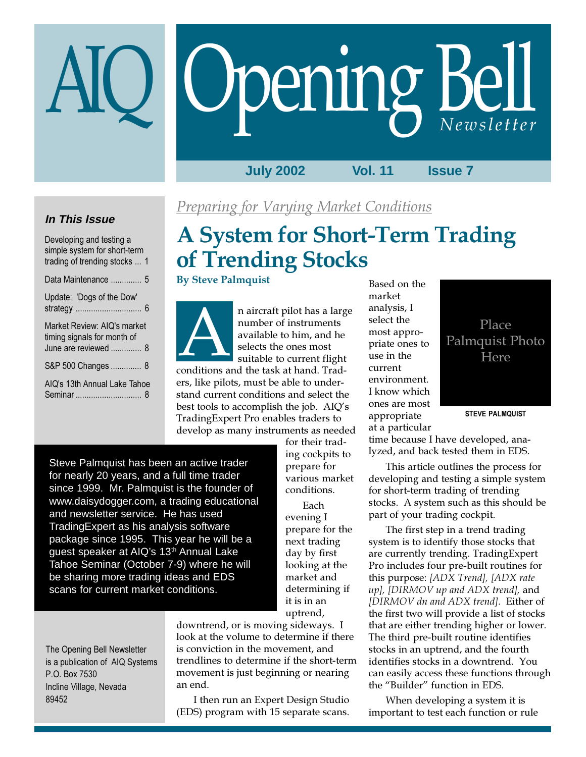# AIQ Opening Bell Newsletter

**July 2002 Vol. 11 Issue 7**

### In This Issue

- Developing and testing a simple system for short-term trading of trending stocks ... 1
- Data Maintenance .............. 5
- Update: 'Dogs of the Dow' strategy .............................. 6
- Market Review: AIQ's market timing signals for month of June are reviewed .............. 8
- S&P 500 Changes .............. 8
- AIQ's 13th Annual Lake Tahoe Seminar .............................. 8

*Preparing for Varying Market Conditions*

# A System for Short-Term Trading of Trending Stocks

**By Steve Palmquist**

An aircraft pilot has a large number of instruments available to him, and he selects the ones most suitable to current flight conditions and the task at hand. Traders, like pilots, must be able to understand current conditions and select the best tools to accomplish the job. AIQ's TradingExpert Pro enables traders to develop as many instruments as needed for their trading cockpits to prepare for various market conditions.

Each evening I prepare for the next trading day by first looking at the market and determining if it is in an uptrend, downtrend, or is moving sideways. I look at the volume to determine if there is conviction in the movement, and trendlines to determine if the short-term movement is just beginning or nearing an end.

I then run an Expert Design Studio (EDS) program with 15 separate scans. Based on the market analysis, I select the most appropriate ones to use in the current environment. I know which ones are most appropriate at a particular time because I have developed, analyzed, and back tested them in EDS.

Place Palmquist Photo Here

STEVE PALMQUIST

This article outlines the process for developing and testing a simple system for short-term trading of trending stocks. A system such as this should be part of your trading cockpit.

The first step in a trend trading system is to identify those stocks that are currently trending. TradingExpert Pro includes four pre-built routines for this purpose: *[ADX Trend], [ADX rate up], [DIRMOV up and ADX trend],* and *[DIRMOV dn and ADX trend].* Either of the first two will provide a list of stocks that are either trending higher or lower. The third pre-built routine identifies stocks in an uptrend, and the fourth identifies stocks in a downtrend. You can easily access these functions through the "Builder" function in EDS.

When developing a system it is important to test each function or rule

Steve Palmquist has been an active trader for nearly 20 years, and a full time trader since 1999. Mr. Palmquist is the founder of www.daisydogger.com, a trading educational and newsletter service. He has used TradingExpert as his analysis software package since 1995. This year he will be a guest speaker at AIQ's 13th Annual Lake Tahoe Seminar (October 7-9) where he will be sharing more trading ideas and EDS scans for current market conditions.

The Opening Bell Newsletter is a publication of AIQ Systems
P.O. Box 7530
Incline Village, Nevada
89452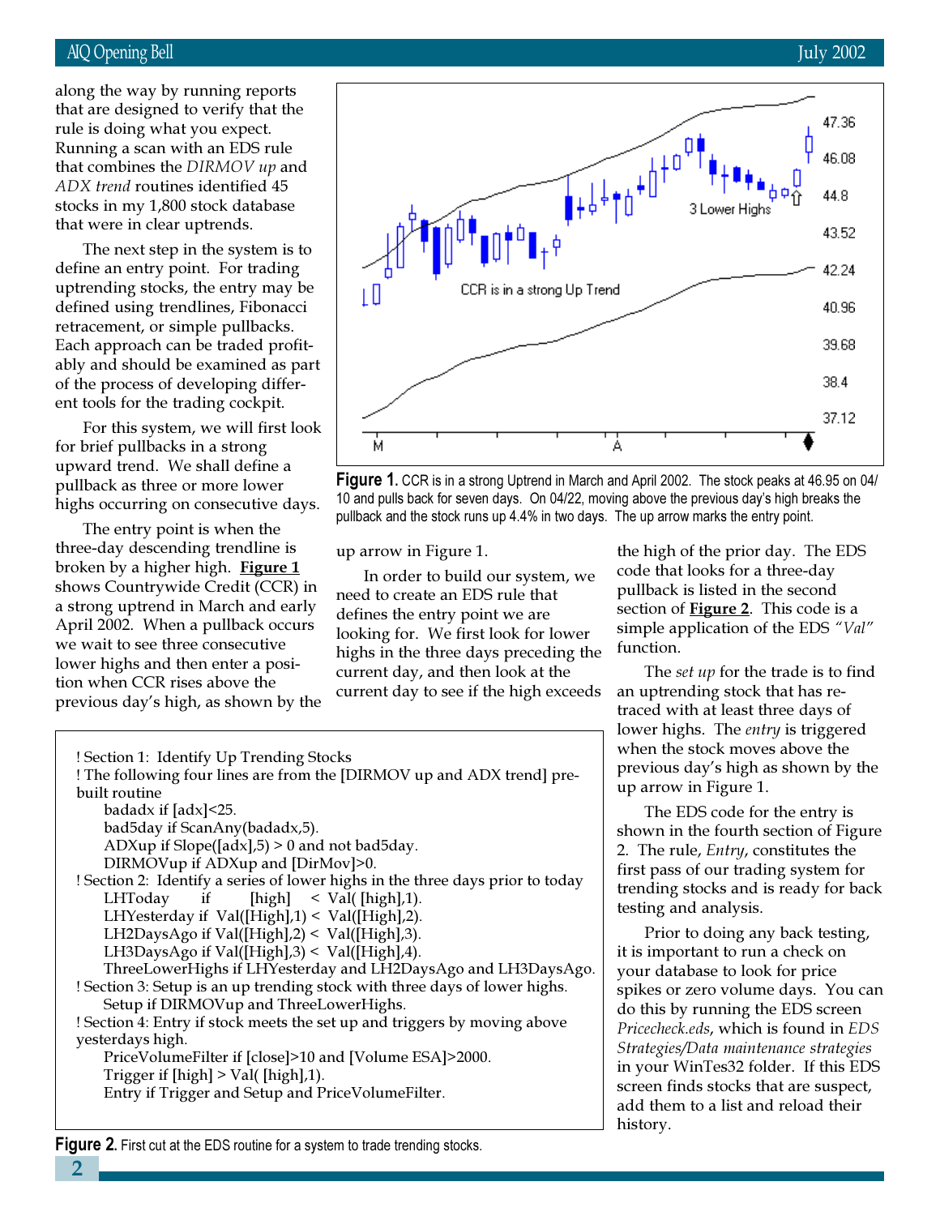along the way by running reports that are designed to verify that the rule is doing what you expect. Running a scan with an EDS rule that combines the *DIRMOV up* and *ADX trend* routines identified 45 stocks in my 1,800 stock database that were in clear uptrends.

The next step in the system is to define an entry point. For trading uptrending stocks, the entry may be defined using trendlines, Fibonacci retracement, or simple pullbacks. Each approach can be traded profitably and should be examined as part of the process of developing different tools for the trading cockpit.

For this system, we will first look for brief pullbacks in a strong upward trend. We shall define a pullback as three or more lower highs occurring on consecutive days.

The entry point is when the three-day descending trendline is broken by a higher high. **Figure 1** shows Countrywide Credit (CCR) in a strong uptrend in March and early April 2002. When a pullback occurs we wait to see three consecutive lower highs and then enter a position when CCR rises above the previous day's high, as shown by the up arrow in Figure 1.

**Figure 1.** CCR is in a strong Uptrend in March and April 2002. The stock peaks at 46.95 on 04/10 and pulls back for seven days. On 04/22, moving above the previous day's high breaks the pullback and the stock runs up 4.4% in two days. The up arrow marks the entry point.

In order to build our system, we need to create an EDS rule that defines the entry point we are looking for. We first look for lower highs in the three days preceding the current day, and then look at the current day to see if the high exceeds the high of the prior day. The EDS code that looks for a three-day pullback is listed in the second section of **Figure 2**. This code is a simple application of the EDS *"Val"* function.

The *set up* for the trade is to find an uptrending stock that has retraced with at least three days of lower highs. The *entry* is triggered when the stock moves above the previous day's high as shown by the up arrow in Figure 1.

The EDS code for the entry is shown in the fourth section of Figure 2. The rule, *Entry*, constitutes the first pass of our trading system for trending stocks and is ready for back testing and analysis.

Prior to doing any back testing, it is important to run a check on your database to look for price spikes or zero volume days. You can do this by running the EDS screen *Pricecheck.eds*, which is found in *EDS Strategies/Data maintenance strategies* in your WinTes32 folder. If this EDS screen finds stocks that are suspect, add them to a list and reload their history.

```
! Section 1:  Identify Up Trending Stocks
! The following four lines are from the [DIRMOV up and ADX trend] pre-built routine
    badadx if [adx]<25.
    bad5day if ScanAny(badadx,5).
    ADXup if Slope([adx],5) > 0 and not bad5day.
    DIRMOVup if ADXup and [DirMov]>0.
! Section 2:  Identify a series of lower highs in the three days prior to today
    LHToday      if      [high]    <  Val( [high],1).
    LHYesterday if  Val([High],1) <  Val([High],2).
    LH2DaysAgo if Val([High],2) <  Val([High],3).
    LH3DaysAgo if Val([High],3) <  Val([High],4).
    ThreeLowerHighs if LHYesterday and LH2DaysAgo and LH3DaysAgo.
! Section 3: Setup is an up trending stock with three days of lower highs.
    Setup if DIRMOVup and ThreeLowerHighs.
! Section 4: Entry if stock meets the set up and triggers by moving above yesterdays high.
    PriceVolumeFilter if [close]>10 and [Volume ESA]>2000.
    Trigger if [high] > Val( [high],1).
    Entry if Trigger and Setup and PriceVolumeFilter.
```

**Figure 2.** First cut at the EDS routine for a system to trade trending stocks.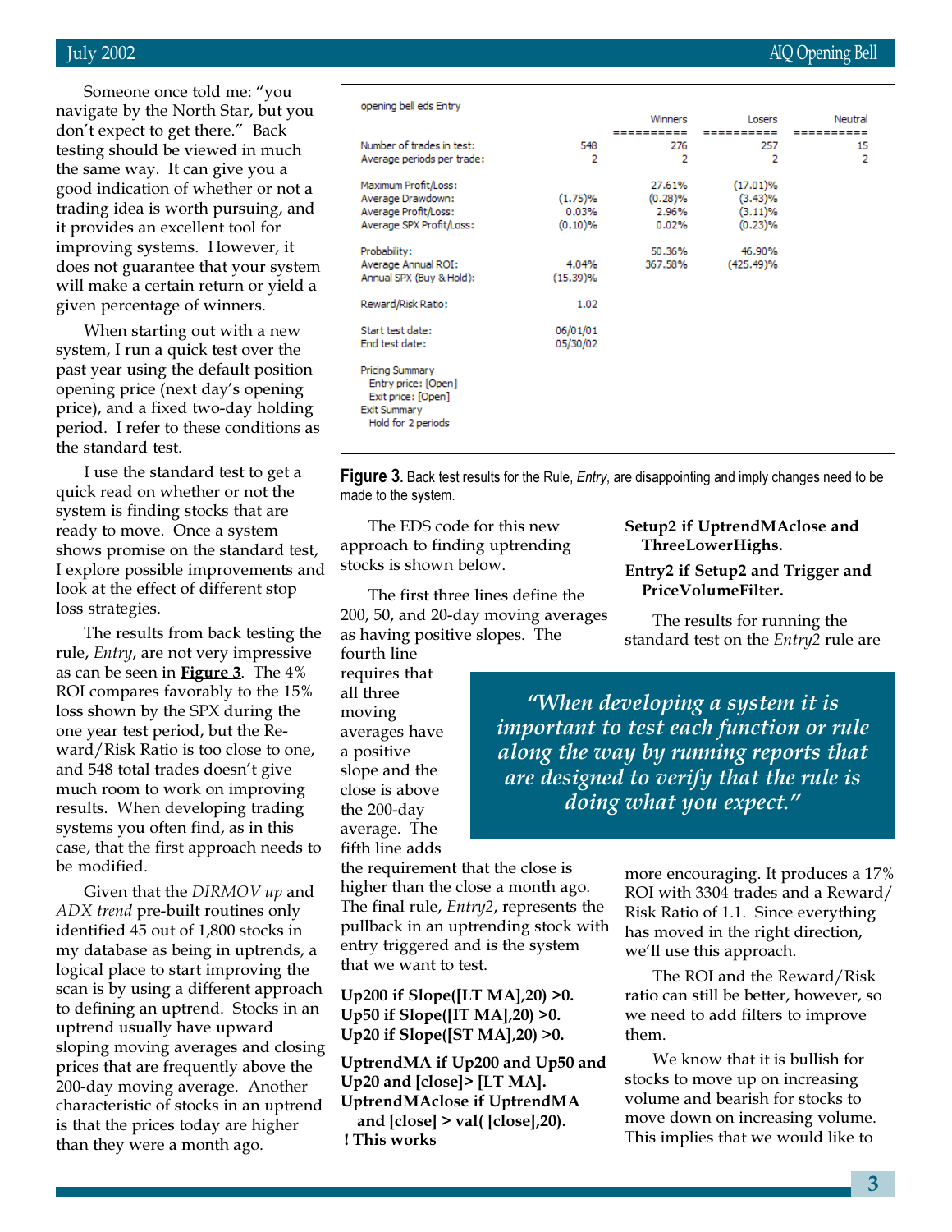Someone once told me: "you navigate by the North Star, but you don't expect to get there." Back testing should be viewed in much the same way. It can give you a good indication of whether or not a trading idea is worth pursuing, and it provides an excellent tool for improving systems. However, it does not guarantee that your system will make a certain return or yield a given percentage of winners.

When starting out with a new system, I run a quick test over the past year using the default position opening price (next day's opening price), and a fixed two-day holding period. I refer to these conditions as the standard test.

I use the standard test to get a quick read on whether or not the system is finding stocks that are ready to move. Once a system shows promise on the standard test, I explore possible improvements and look at the effect of different stop loss strategies.

The results from back testing the rule, *Entry*, are not very impressive as can be seen in **Figure 3**. The 4% ROI compares favorably to the 15% loss shown by the SPX during the one year test period, but the Reward/Risk Ratio is too close to one, and 548 total trades doesn't give much room to work on improving results. When developing trading systems you often find, as in this case, that the first approach needs to be modified.

Given that the *DIRMOV up* and *ADX trend* pre-built routines only identified 45 out of 1,800 stocks in my database as being in uptrends, a logical place to start improving the scan is by using a different approach to defining an uptrend. Stocks in an uptrend usually have upward sloping moving averages and closing prices that are frequently above the 200-day moving average. Another characteristic of stocks in an uptrend is that the prices today are higher than they were a month ago.

opening bell eds Entry

| | | Winners | Losers | Neutral |
|---|---|---|---|---|
| Number of trades in test: | 548 | 276 | 257 | 15 |
| Average periods per trade: | 2 | 2 | 2 | 2 |
| Maximum Profit/Loss: | | 27.61% | (17.01)% | |
| Average Drawdown: | (1.75)% | (0.28)% | (3.43)% | |
| Average Profit/Loss: | 0.03% | 2.96% | (3.11)% | |
| Average SPX Profit/Loss: | (0.10)% | 0.02% | (0.23)% | |
| Probability: | | 50.36% | 46.90% | |
| Average Annual ROI: | 4.04% | 367.58% | (425.49)% | |
| Annual SPX (Buy & Hold): | (15.39)% | | | |
| Reward/Risk Ratio: | 1.02 | | | |
| Start test date: | 06/01/01 | | | |
| End test date: | 05/30/02 | | | |

Pricing Summary
Entry price: [Open]
Exit price: [Open]
Exit Summary
Hold for 2 periods

**Figure 3.** Back test results for the Rule, *Entry*, are disappointing and imply changes need to be made to the system.

The EDS code for this new approach to finding uptrending stocks is shown below.

The first three lines define the 200, 50, and 20-day moving averages as having positive slopes. The fourth line requires that all three moving averages have a positive slope and the close is above the 200-day average. The fifth line adds the requirement that the close is higher than the close a month ago. The final rule, *Entry2*, represents the pullback in an uptrending stock with entry triggered and is the system that we want to test.

> *"When developing a system it is important to test each function or rule along the way by running reports that are designed to verify that the rule is doing what you expect."*

```
Up200 if Slope([LT MA],20) >0.
Up50 if Slope([IT MA],20) >0.
Up20 if Slope([ST MA],20) >0.

UptrendMA if Up200 and Up50 and Up20 and [close]> [LT MA].
UptrendMAclose if UptrendMA
   and [close] > val( [close],20).
! This works

Setup2 if UptrendMAclose and ThreeLowerHighs.

Entry2 if Setup2 and Trigger and PriceVolumeFilter.
```

The results for running the standard test on the *Entry2* rule are more encouraging. It produces a 17% ROI with 3304 trades and a Reward/Risk Ratio of 1.1. Since everything has moved in the right direction, we'll use this approach.

The ROI and the Reward/Risk ratio can still be better, however, so we need to add filters to improve them.

We know that it is bullish for stocks to move up on increasing volume and bearish for stocks to move down on increasing volume. This implies that we would like to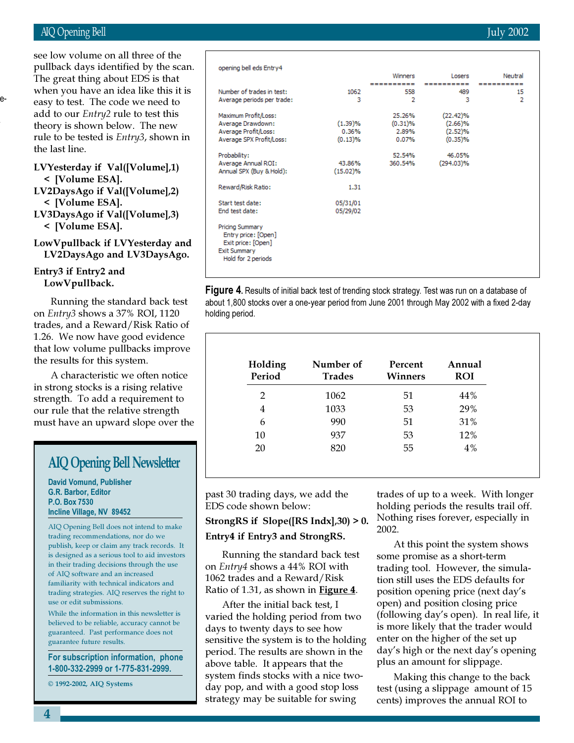see low volume on all three of the pullback days identified by the scan. The great thing about EDS is that when you have an idea like this it is easy to test. The code we need to add to our *Entry2* rule to test this theory is shown below. The new rule to be tested is *Entry3*, shown in the last line.

**LVYesterday if Val([Volume],1) < [Volume ESA].**
**LV2DaysAgo if Val([Volume],2) < [Volume ESA].**
**LV3DaysAgo if Val([Volume],3) < [Volume ESA].**

**LowVpullback if LVYesterday and LV2DaysAgo and LV3DaysAgo.**

**Entry3 if Entry2 and LowVpullback.**

Running the standard back test on *Entry3* shows a 37% ROI, 1120 trades, and a Reward/Risk Ratio of 1.26. We now have good evidence that low volume pullbacks improve the results for this system.

A characteristic we often notice in strong stocks is a rising relative strength. To add a requirement to our rule that the relative strength must have an upward slope over the past 30 trading days, we add the EDS code shown below:

**StrongRS if Slope([RS Indx],30) > 0.**

**Entry4 if Entry3 and StrongRS.**

Running the standard back test on *Entry4* shows a 44% ROI with 1062 trades and a Reward/Risk Ratio of 1.31, as shown in **Figure 4**.

After the initial back test, I varied the holding period from two days to twenty days to see how sensitive the system is to the holding period. The results are shown in the above table. It appears that the system finds stocks with a nice two-day pop, and with a good stop loss strategy may be suitable for swing trades of up to a week. With longer holding periods the results trail off. Nothing rises forever, especially in 2002.

At this point the system shows some promise as a short-term trading tool. However, the simulation still uses the EDS defaults for position opening price (next day's open) and position closing price (following day's open). In real life, it is more likely that the trader would enter on the higher of the set up day's high or the next day's opening plus an amount for slippage.

Making this change to the back test (using a slippage amount of 15 cents) improves the annual ROI to

opening bell eds Entry4

| | | Winners | Losers | Neutral |
|---|---|---|---|---|
| Number of trades in test: | 1062 | 558 | 489 | 15 |
| Average periods per trade: | 3 | 2 | 3 | 2 |
| Maximum Profit/Loss: | | 25.26% | (22.42)% | |
| Average Drawdown: | (1.39)% | (0.31)% | (2.66)% | |
| Average Profit/Loss: | 0.36% | 2.89% | (2.52)% | |
| Average SPX Profit/Loss: | (0.13)% | 0.07% | (0.35)% | |
| Probability: | | 52.54% | 46.05% | |
| Average Annual ROI: | 43.86% | 360.54% | (294.03)% | |
| Annual SPX (Buy & Hold): | (15.02)% | | | |
| Reward/Risk Ratio: | 1.31 | | | |
| Start test date: | 05/31/01 | | | |
| End test date: | 05/29/02 | | | |

Pricing Summary
  Entry price: [Open]
  Exit price: [Open]
Exit Summary
  Hold for 2 periods

**Figure 4.** Results of initial back test of trending stock strategy. Test was run on a database of about 1,800 stocks over a one-year period from June 2001 through May 2002 with a fixed 2-day holding period.

| Holding Period | Number of Trades | Percent Winners | Annual ROI |
|---|---|---|---|
| 2 | 1062 | 51 | 44% |
| 4 | 1033 | 53 | 29% |
| 6 | 990 | 51 | 31% |
| 10 | 937 | 53 | 12% |
| 20 | 820 | 55 | 4% |

## AIQ Opening Bell Newsletter

**David Vomund, Publisher**
**G.R. Barbor, Editor**
**P.O. Box 7530**
**Incline Village, NV 89452**

AIQ Opening Bell does not intend to make trading recommendations, nor do we publish, keep or claim any track records. It is designed as a serious tool to aid investors in their trading decisions through the use of AIQ software and an increased familiarity with technical indicators and trading strategies. AIQ reserves the right to use or edit submissions.

While the information in this newsletter is believed to be reliable, accuracy cannot be guaranteed. Past performance does not guarantee future results.

**For subscription information, phone 1-800-332-2999 or 1-775-831-2999.**

© 1992-2002, AIQ Systems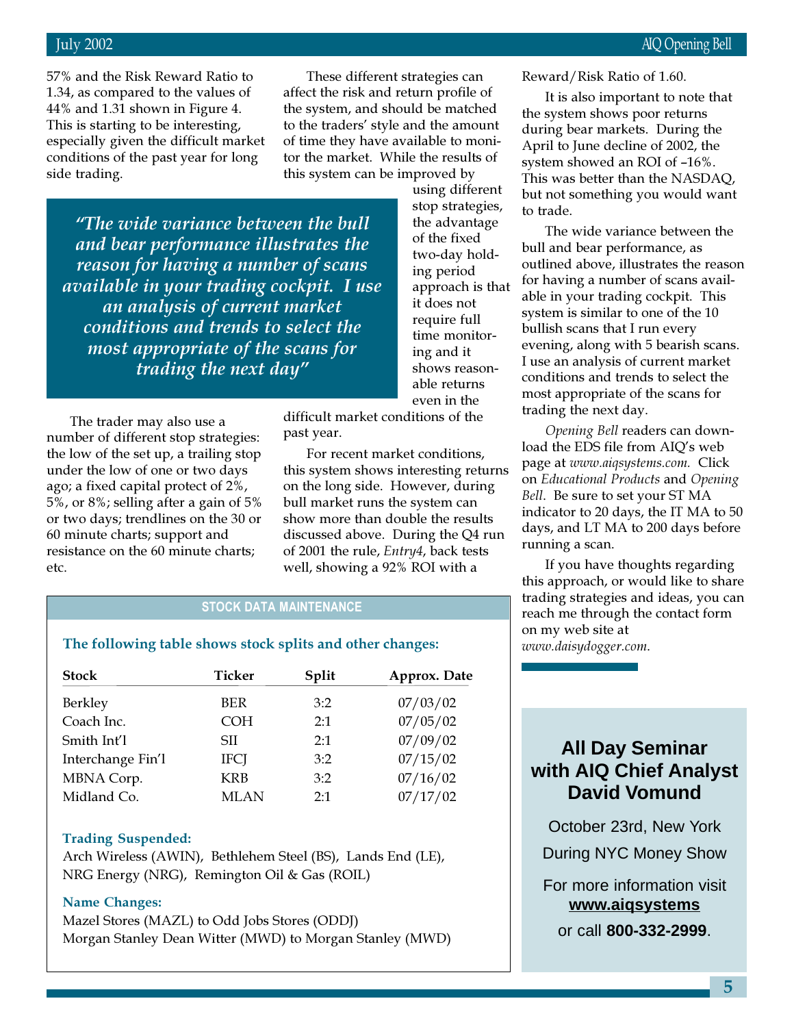57% and the Risk Reward Ratio to 1.34, as compared to the values of 44% and 1.31 shown in Figure 4. This is starting to be interesting, especially given the difficult market conditions of the past year for long side trading.

> *"The wide variance between the bull and bear performance illustrates the reason for having a number of scans available in your trading cockpit. I use an analysis of current market conditions and trends to select the most appropriate of the scans for trading the next day"*

The trader may also use a number of different stop strategies: the low of the set up, a trailing stop under the low of one or two days ago; a fixed capital protect of 2%, 5%, or 8%; selling after a gain of 5% or two days; trendlines on the 30 or 60 minute charts; support and resistance on the 60 minute charts; etc.

These different strategies can affect the risk and return profile of the system, and should be matched to the traders' style and the amount of time they have available to monitor the market. While the results of this system can be improved by using different stop strategies, the advantage of the fixed two-day holding period approach is that it does not require full time monitoring and it shows reasonable returns even in the difficult market conditions of the past year.

For recent market conditions, this system shows interesting returns on the long side. However, during bull market runs the system can show more than double the results discussed above. During the Q4 run of 2001 the rule, *Entry4*, back tests well, showing a 92% ROI with a Reward/Risk Ratio of 1.60.

It is also important to note that the system shows poor returns during bear markets. During the April to June decline of 2002, the system showed an ROI of –16%. This was better than the NASDAQ, but not something you would want to trade.

The wide variance between the bull and bear performance, as outlined above, illustrates the reason for having a number of scans available in your trading cockpit. This system is similar to one of the 10 bullish scans that I run every evening, along with 5 bearish scans. I use an analysis of current market conditions and trends to select the most appropriate of the scans for trading the next day.

*Opening Bell* readers can download the EDS file from AIQ's web page at *www.aiqsystems.com.* Click on *Educational Products* and *Opening Bell*. Be sure to set your ST MA indicator to 20 days, the IT MA to 50 days, and LT MA to 200 days before running a scan.

If you have thoughts regarding this approach, or would like to share trading strategies and ideas, you can reach me through the contact form on my web site at *www.daisydogger.com*.

## STOCK DATA MAINTENANCE

**The following table shows stock splits and other changes:**

| Stock | Ticker | Split | Approx. Date |
|---|---|---|---|
| Berkley | BER | 3:2 | 07/03/02 |
| Coach Inc. | COH | 2:1 | 07/05/02 |
| Smith Int'l | SII | 2:1 | 07/09/02 |
| Interchange Fin'l | IFCJ | 3:2 | 07/15/02 |
| MBNA Corp. | KRB | 3:2 | 07/16/02 |
| Midland Co. | MLAN | 2:1 | 07/17/02 |

**Trading Suspended:**

Arch Wireless (AWIN), Bethlehem Steel (BS), Lands End (LE), NRG Energy (NRG), Remington Oil & Gas (ROIL)

**Name Changes:**

Mazel Stores (MAZL) to Odd Jobs Stores (ODDJ)

Morgan Stanley Dean Witter (MWD) to Morgan Stanley (MWD)

## All Day Seminar with AIQ Chief Analyst David Vomund

October 23rd, New York

During NYC Money Show

For more information visit **www.aiqsystems**

or call **800-332-2999**.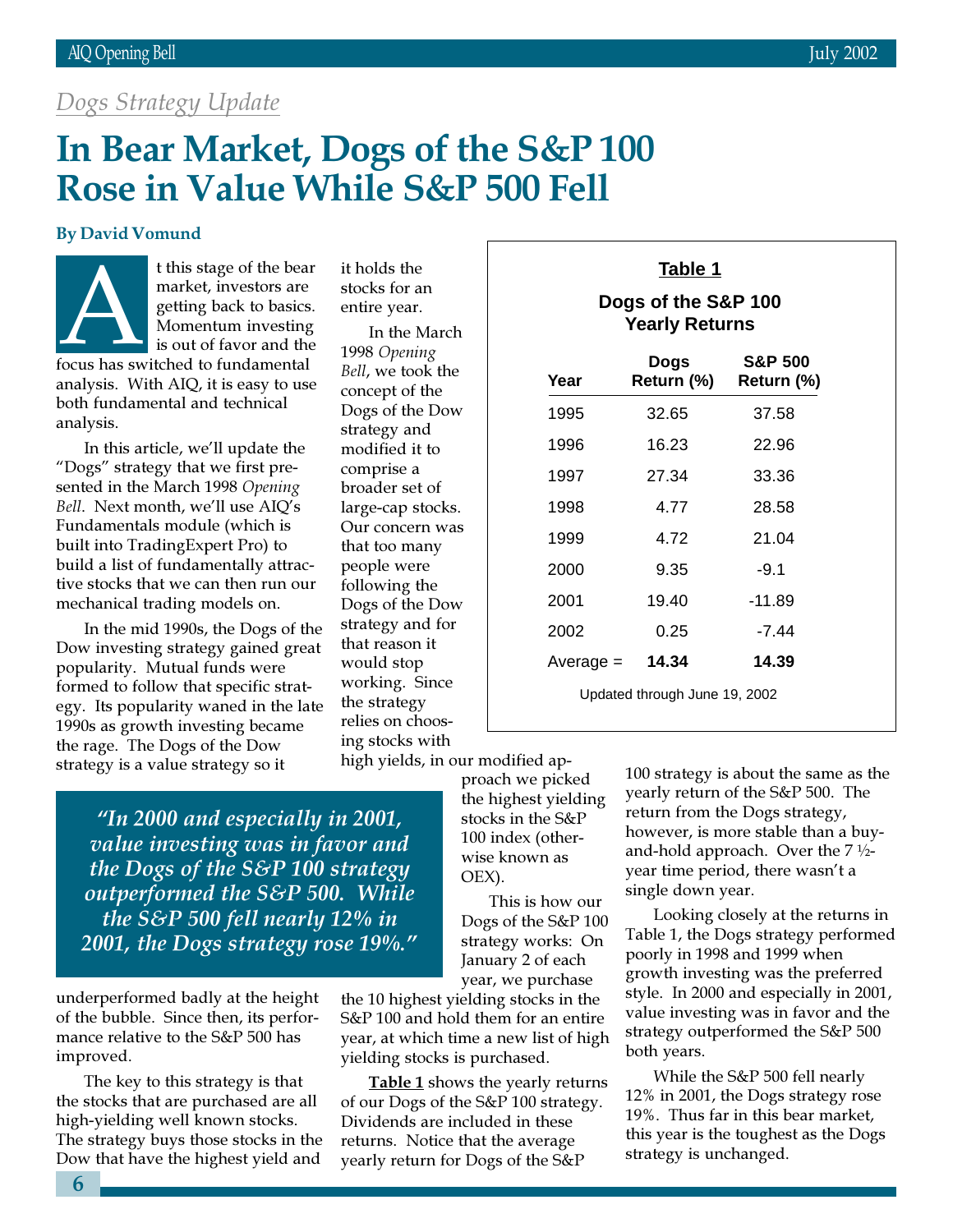*Dogs Strategy Update*

# In Bear Market, Dogs of the S&P 100 Rose in Value While S&P 500 Fell

**By David Vomund**

At this stage of the bear market, investors are getting back to basics. Momentum investing is out of favor and the focus has switched to fundamental analysis. With AIQ, it is easy to use both fundamental and technical analysis.

In this article, we'll update the "Dogs" strategy that we first presented in the March 1998 *Opening Bell*. Next month, we'll use AIQ's Fundamentals module (which is built into TradingExpert Pro) to build a list of fundamentally attractive stocks that we can then run our mechanical trading models on.

In the mid 1990s, the Dogs of the Dow investing strategy gained great popularity. Mutual funds were formed to follow that specific strategy. Its popularity waned in the late 1990s as growth investing became the rage. The Dogs of the Dow strategy is a value strategy so it underperformed badly at the height of the bubble. Since then, its performance relative to the S&P 500 has improved.

> *"In 2000 and especially in 2001, value investing was in favor and the Dogs of the S&P 100 strategy outperformed the S&P 500. While the S&P 500 fell nearly 12% in 2001, the Dogs strategy rose 19%."*

The key to this strategy is that the stocks that are purchased are all high-yielding well known stocks. The strategy buys those stocks in the Dow that have the highest yield and it holds the stocks for an entire year.

In the March 1998 *Opening Bell*, we took the concept of the Dogs of the Dow strategy and modified it to comprise a broader set of large-cap stocks. Our concern was that too many people were following the Dogs of the Dow strategy and for that reason it would stop working. Since the strategy relies on choosing stocks with high yields, in our modified approach we picked the highest yielding stocks in the S&P 100 index (otherwise known as OEX).

This is how our Dogs of the S&P 100 strategy works: On January 2 of each year, we purchase the 10 highest yielding stocks in the S&P 100 and hold them for an entire year, at which time a new list of high yielding stocks is purchased.

**Table 1** shows the yearly returns of our Dogs of the S&P 100 strategy. Dividends are included in these returns. Notice that the average yearly return for Dogs of the S&P 100 strategy is about the same as the yearly return of the S&P 500. The return from the Dogs strategy, however, is more stable than a buy-and-hold approach. Over the 7 ½-year time period, there wasn't a single down year.

**Table 1**

**Dogs of the S&P 100 Yearly Returns**

| Year | Dogs Return (%) | S&P 500 Return (%) |
|---|---|---|
| 1995 | 32.65 | 37.58 |
| 1996 | 16.23 | 22.96 |
| 1997 | 27.34 | 33.36 |
| 1998 | 4.77 | 28.58 |
| 1999 | 4.72 | 21.04 |
| 2000 | 9.35 | -9.1 |
| 2001 | 19.40 | -11.89 |
| 2002 | 0.25 | -7.44 |
| Average = | **14.34** | **14.39** |

Updated through June 19, 2002

Looking closely at the returns in Table 1, the Dogs strategy performed poorly in 1998 and 1999 when growth investing was the preferred style. In 2000 and especially in 2001, value investing was in favor and the strategy outperformed the S&P 500 both years.

While the S&P 500 fell nearly 12% in 2001, the Dogs strategy rose 19%. Thus far in this bear market, this year is the toughest as the Dogs strategy is unchanged.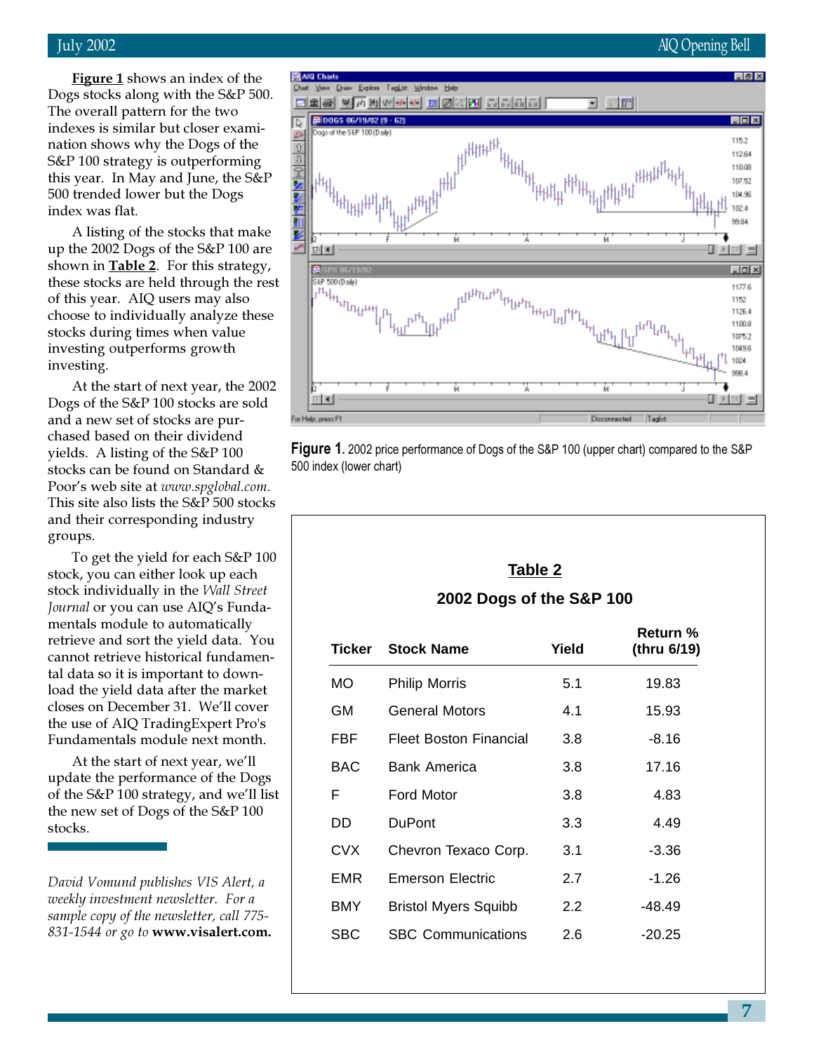**Figure 1** shows an index of the Dogs stocks along with the S&P 500. The overall pattern for the two indexes is similar but closer examination shows why the Dogs of the S&P 100 strategy is outperforming this year. In May and June, the S&P 500 trended lower but the Dogs index was flat.

A listing of the stocks that make up the 2002 Dogs of the S&P 100 are shown in **Table 2**. For this strategy, these stocks are held through the rest of this year. AIQ users may also choose to individually analyze these stocks during times when value investing outperforms growth investing.

At the start of next year, the 2002 Dogs of the S&P 100 stocks are sold and a new set of stocks are purchased based on their dividend yields. A listing of the S&P 100 stocks can be found on Standard & Poor's web site at *www.spglobal.com*. This site also lists the S&P 500 stocks and their corresponding industry groups.

To get the yield for each S&P 100 stock, you can either look up each stock individually in the *Wall Street Journal* or you can use AIQ's Fundamentals module to automatically retrieve and sort the yield data. You cannot retrieve historical fundamental data so it is important to download the yield data after the market closes on December 31. We'll cover the use of AIQ TradingExpert Pro's Fundamentals module next month.

At the start of next year, we'll update the performance of the Dogs of the S&P 100 strategy, and we'll list the new set of Dogs of the S&P 100 stocks.

*David Vomund publishes VIS Alert, a weekly investment newsletter. For a sample copy of the newsletter, call 775-831-1544 or go to* **www.visalert.com.**

**Figure 1.** 2002 price performance of Dogs of the S&P 100 (upper chart) compared to the S&P 500 index (lower chart)

**Table 2**

**2002 Dogs of the S&P 100**

| Ticker | Stock Name | Yield | Return % (thru 6/19) |
|---|---|---|---|
| MO | Philip Morris | 5.1 | 19.83 |
| GM | General Motors | 4.1 | 15.93 |
| FBF | Fleet Boston Financial | 3.8 | -8.16 |
| BAC | Bank America | 3.8 | 17.16 |
| F | Ford Motor | 3.8 | 4.83 |
| DD | DuPont | 3.3 | 4.49 |
| CVX | Chevron Texaco Corp. | 3.1 | -3.36 |
| EMR | Emerson Electric | 2.7 | -1.26 |
| BMY | Bristol Myers Squibb | 2.2 | -48.49 |
| SBC | SBC Communications | 2.6 | -20.25 |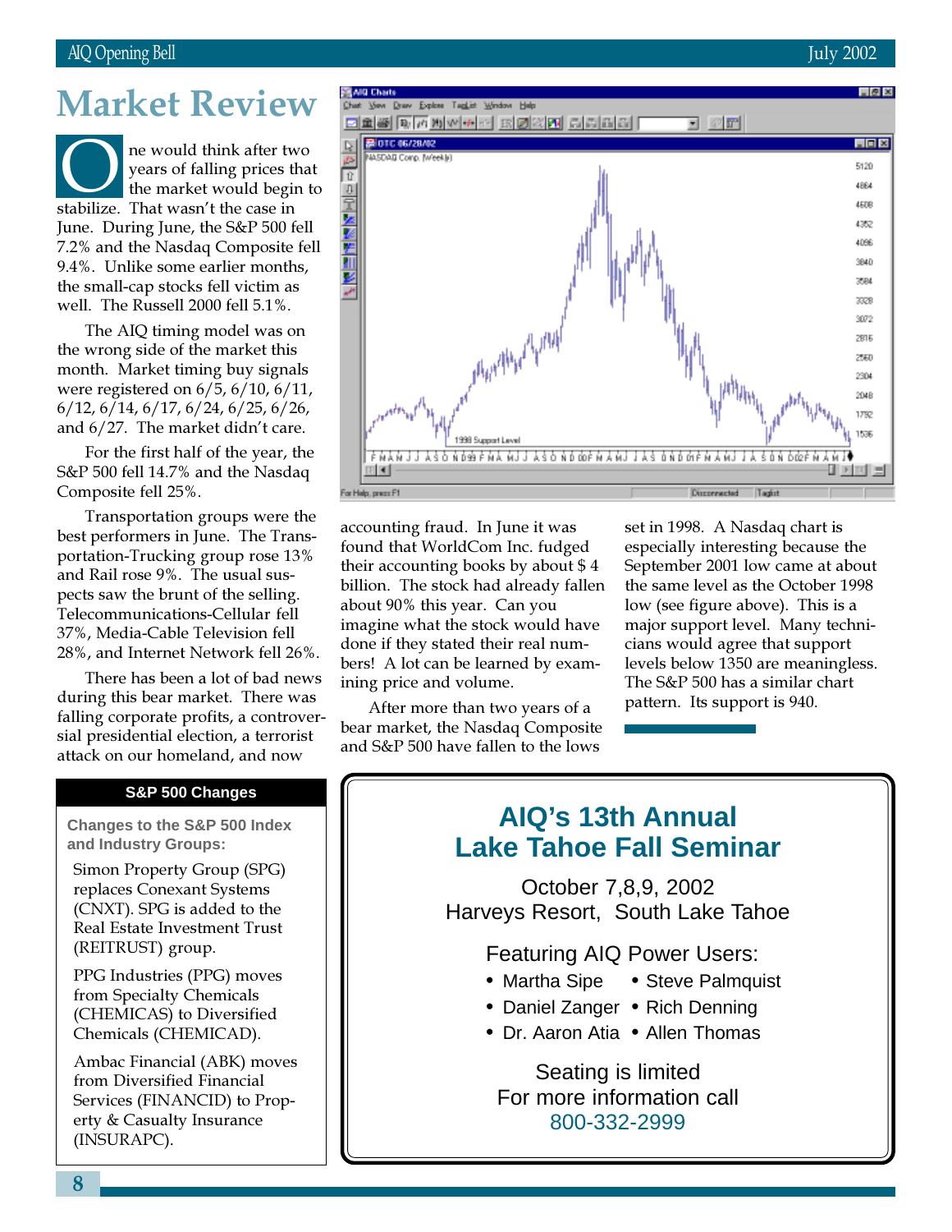# Market Review

One would think after two years of falling prices that the market would begin to stabilize. That wasn't the case in June. During June, the S&P 500 fell 7.2% and the Nasdaq Composite fell 9.4%. Unlike some earlier months, the small-cap stocks fell victim as well. The Russell 2000 fell 5.1%.

The AIQ timing model was on the wrong side of the market this month. Market timing buy signals were registered on 6/5, 6/10, 6/11, 6/12, 6/14, 6/17, 6/24, 6/25, 6/26, and 6/27. The market didn't care.

For the first half of the year, the S&P 500 fell 14.7% and the Nasdaq Composite fell 25%.

Transportation groups were the best performers in June. The Transportation-Trucking group rose 13% and Rail rose 9%. The usual suspects saw the brunt of the selling. Telecommunications-Cellular fell 37%, Media-Cable Television fell 28%, and Internet Network fell 26%.

There has been a lot of bad news during this bear market. There was falling corporate profits, a controversial presidential election, a terrorist attack on our homeland, and now accounting fraud. In June it was found that WorldCom Inc. fudged their accounting books by about $ 4 billion. The stock had already fallen about 90% this year. Can you imagine what the stock would have done if they stated their real numbers! A lot can be learned by examining price and volume.

After more than two years of a bear market, the Nasdaq Composite and S&P 500 have fallen to the lows set in 1998. A Nasdaq chart is especially interesting because the September 2001 low came at about the same level as the October 1998 low (see figure above). This is a major support level. Many technicians would agree that support levels below 1350 are meaningless. The S&P 500 has a similar chart pattern. Its support is 940.

AIQ Charts
OTC 06/28/02
NASDAQ Comp. (Weekly)
1998 Support Level
5120
4864
4608
4352
4096
3840
3584
3328
3072
2816
2560
2304
2048
1792
1536
F M A M J J A S O N D 99 F M A M J J A S O N D 00 F M A M J J A S O N D 01 F M A M J J A S O N D 02 F M A M J

## S&P 500 Changes

**Changes to the S&P 500 Index and Industry Groups:**

Simon Property Group (SPG) replaces Conexant Systems (CNXT). SPG is added to the Real Estate Investment Trust (REITRUST) group.

PPG Industries (PPG) moves from Specialty Chemicals (CHEMICAS) to Diversified Chemicals (CHEMICAD).

Ambac Financial (ABK) moves from Diversified Financial Services (FINANCID) to Property & Casualty Insurance (INSURAPC).

## AIQ's 13th Annual Lake Tahoe Fall Seminar

October 7,8,9, 2002
Harveys Resort, South Lake Tahoe

Featuring AIQ Power Users:

- Martha Sipe
- Steve Palmquist
- Daniel Zanger
- Rich Denning
- Dr. Aaron Atia
- Allen Thomas

Seating is limited
For more information call
800-332-2999